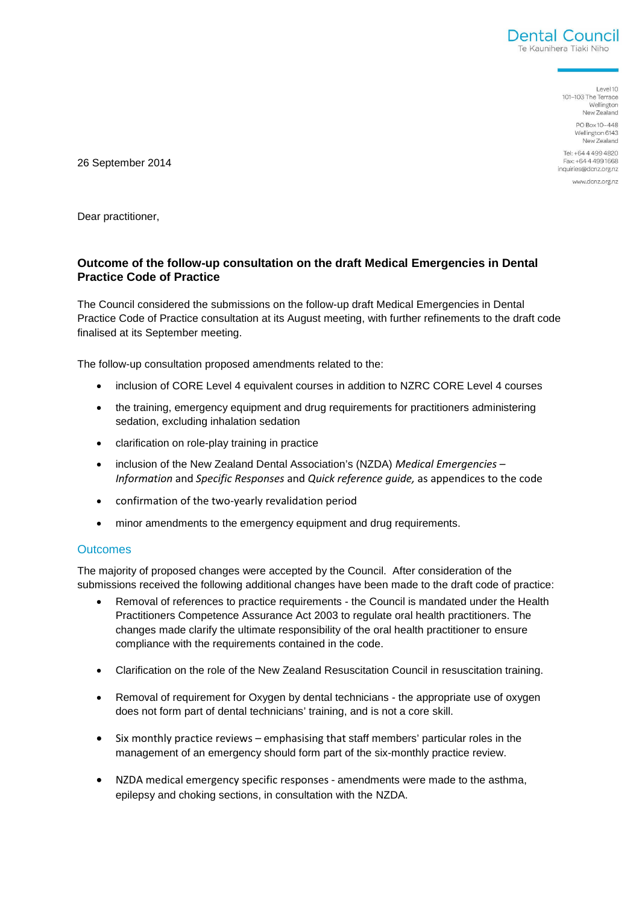Dental Council
Te Kaunihera Tiaki Niho

Level 10
101–103 The Terrace
Wellington
New Zealand

PO Box 10–448
Wellington 6143
New Zealand

Tel: +64 4 499 4820
Fax: +64 4 499 1668
inquiries@dcnz.org.nz

www.dcnz.org.nz

26 September 2014

Dear practitioner,

**Outcome of the follow-up consultation on the draft Medical Emergencies in Dental Practice Code of Practice**

The Council considered the submissions on the follow-up draft Medical Emergencies in Dental Practice Code of Practice consultation at its August meeting, with further refinements to the draft code finalised at its September meeting.

The follow-up consultation proposed amendments related to the:

- inclusion of CORE Level 4 equivalent courses in addition to NZRC CORE Level 4 courses
- the training, emergency equipment and drug requirements for practitioners administering sedation, excluding inhalation sedation
- clarification on role-play training in practice
- inclusion of the New Zealand Dental Association's (NZDA) *Medical Emergencies – Information* and *Specific Responses* and *Quick reference guide,* as appendices to the code
- confirmation of the two-yearly revalidation period
- minor amendments to the emergency equipment and drug requirements.

## Outcomes

The majority of proposed changes were accepted by the Council. After consideration of the submissions received the following additional changes have been made to the draft code of practice:

- Removal of references to practice requirements - the Council is mandated under the Health Practitioners Competence Assurance Act 2003 to regulate oral health practitioners. The changes made clarify the ultimate responsibility of the oral health practitioner to ensure compliance with the requirements contained in the code.
- Clarification on the role of the New Zealand Resuscitation Council in resuscitation training.
- Removal of requirement for Oxygen by dental technicians - the appropriate use of oxygen does not form part of dental technicians' training, and is not a core skill.
- Six monthly practice reviews – emphasising that staff members' particular roles in the management of an emergency should form part of the six-monthly practice review.
- NZDA medical emergency specific responses - amendments were made to the asthma, epilepsy and choking sections, in consultation with the NZDA.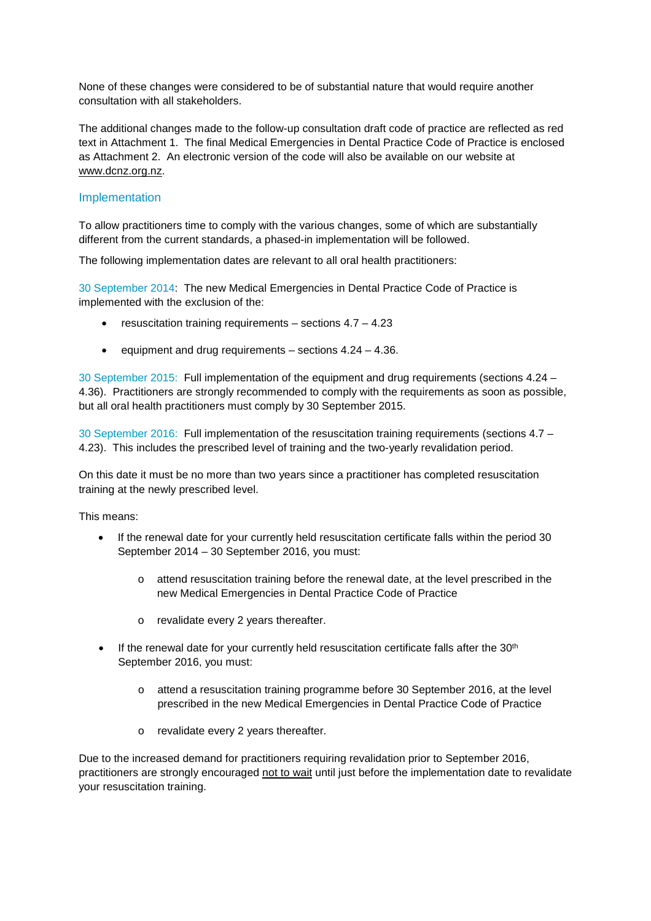None of these changes were considered to be of substantial nature that would require another consultation with all stakeholders.

The additional changes made to the follow-up consultation draft code of practice are reflected as red text in Attachment 1. The final Medical Emergencies in Dental Practice Code of Practice is enclosed as Attachment 2. An electronic version of the code will also be available on our website at www.dcnz.org.nz.

## Implementation

To allow practitioners time to comply with the various changes, some of which are substantially different from the current standards, a phased-in implementation will be followed.

The following implementation dates are relevant to all oral health practitioners:

30 September 2014: The new Medical Emergencies in Dental Practice Code of Practice is implemented with the exclusion of the:

- resuscitation training requirements – sections 4.7 – 4.23
- equipment and drug requirements – sections 4.24 – 4.36.

30 September 2015: Full implementation of the equipment and drug requirements (sections 4.24 – 4.36). Practitioners are strongly recommended to comply with the requirements as soon as possible, but all oral health practitioners must comply by 30 September 2015.

30 September 2016: Full implementation of the resuscitation training requirements (sections 4.7 – 4.23). This includes the prescribed level of training and the two-yearly revalidation period.

On this date it must be no more than two years since a practitioner has completed resuscitation training at the newly prescribed level.

This means:

- If the renewal date for your currently held resuscitation certificate falls within the period 30 September 2014 – 30 September 2016, you must:
  - attend resuscitation training before the renewal date, at the level prescribed in the new Medical Emergencies in Dental Practice Code of Practice
  - revalidate every 2 years thereafter.
- If the renewal date for your currently held resuscitation certificate falls after the 30th September 2016, you must:
  - attend a resuscitation training programme before 30 September 2016, at the level prescribed in the new Medical Emergencies in Dental Practice Code of Practice
  - revalidate every 2 years thereafter.

Due to the increased demand for practitioners requiring revalidation prior to September 2016, practitioners are strongly encouraged not to wait until just before the implementation date to revalidate your resuscitation training.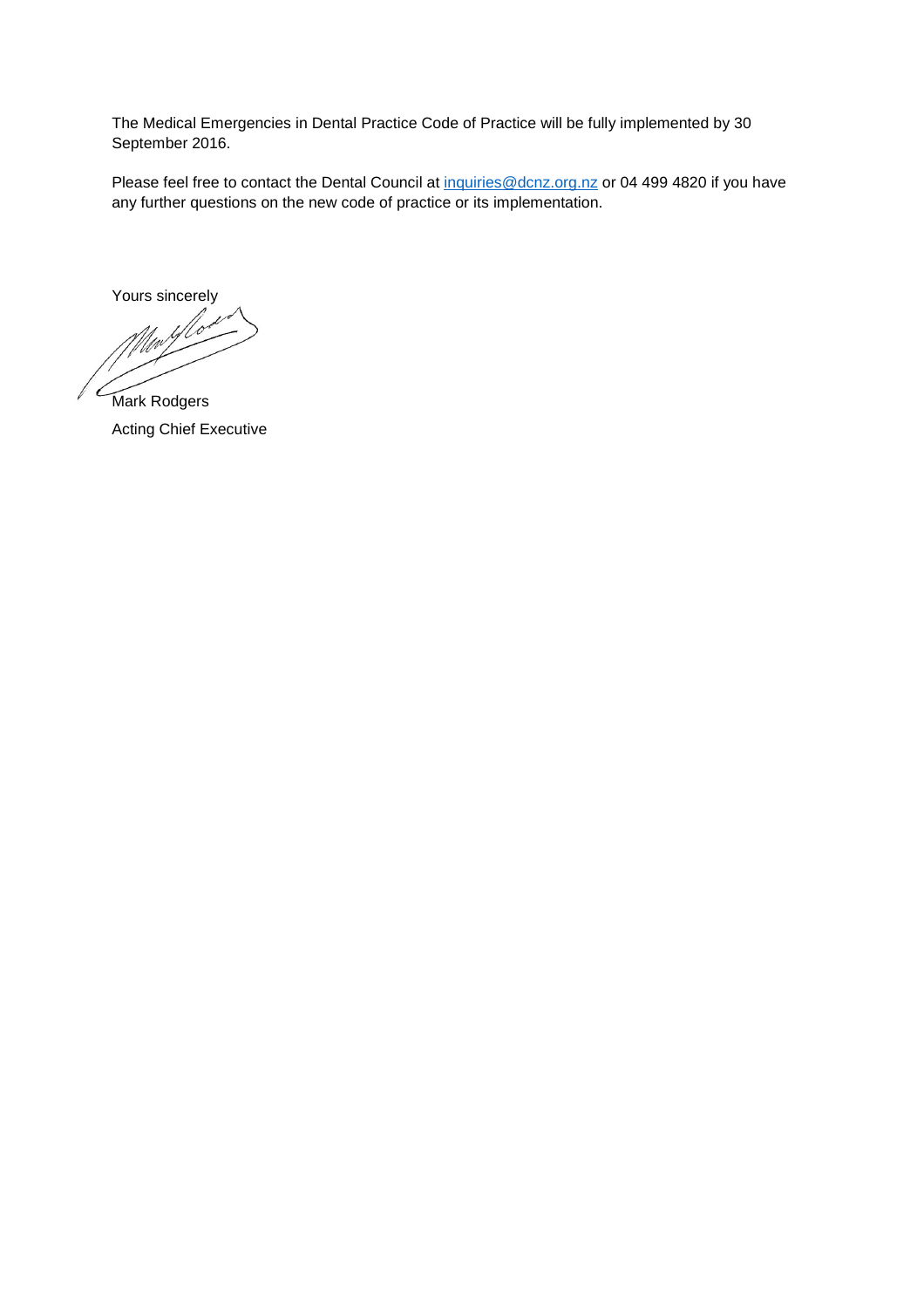The Medical Emergencies in Dental Practice Code of Practice will be fully implemented by 30 September 2016.

Please feel free to contact the Dental Council at inquiries@dcnz.org.nz or 04 499 4820 if you have any further questions on the new code of practice or its implementation.

Yours sincerely

Mark Rodgers
Acting Chief Executive